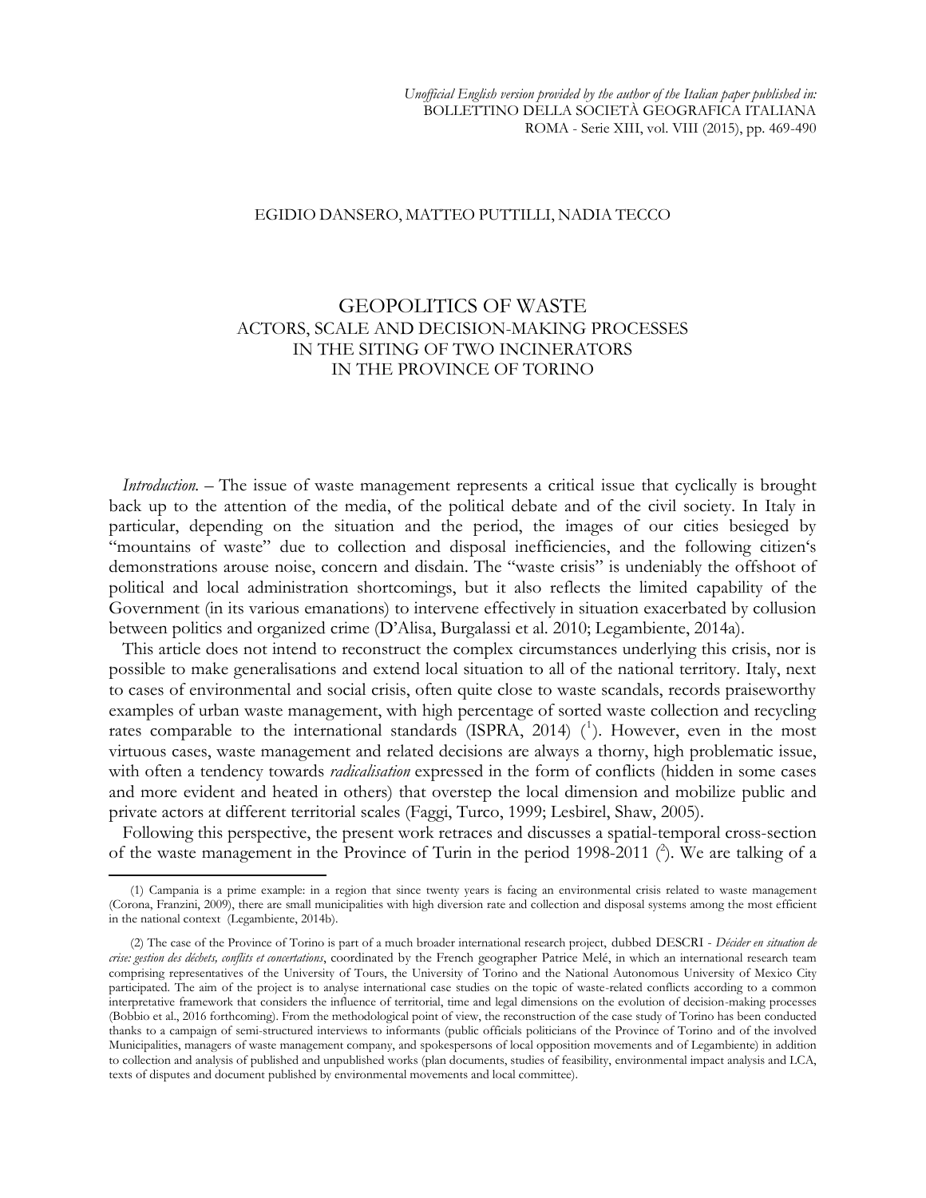*Unofficial English version provided by the author of the Italian paper published in:*
BOLLETTINO DELLA SOCIETÀ GEOGRAFICA ITALIANA
ROMA - Serie XIII, vol. VIII (2015), pp. 469-490

EGIDIO DANSERO, MATTEO PUTTILLI, NADIA TECCO

# GEOPOLITICS OF WASTE
## ACTORS, SCALE AND DECISION-MAKING PROCESSES IN THE SITING OF TWO INCINERATORS IN THE PROVINCE OF TORINO

*Introduction.* – The issue of waste management represents a critical issue that cyclically is brought back up to the attention of the media, of the political debate and of the civil society. In Italy in particular, depending on the situation and the period, the images of our cities besieged by "mountains of waste" due to collection and disposal inefficiencies, and the following citizen's demonstrations arouse noise, concern and disdain. The "waste crisis" is undeniably the offshoot of political and local administration shortcomings, but it also reflects the limited capability of the Government (in its various emanations) to intervene effectively in situation exacerbated by collusion between politics and organized crime (D'Alisa, Burgalassi et al. 2010; Legambiente, 2014a).

This article does not intend to reconstruct the complex circumstances underlying this crisis, nor is possible to make generalisations and extend local situation to all of the national territory. Italy, next to cases of environmental and social crisis, often quite close to waste scandals, records praiseworthy examples of urban waste management, with high percentage of sorted waste collection and recycling rates comparable to the international standards (ISPRA, 2014) (1). However, even in the most virtuous cases, waste management and related decisions are always a thorny, high problematic issue, with often a tendency towards *radicalisation* expressed in the form of conflicts (hidden in some cases and more evident and heated in others) that overstep the local dimension and mobilize public and private actors at different territorial scales (Faggi, Turco, 1999; Lesbirel, Shaw, 2005).

Following this perspective, the present work retraces and discusses a spatial-temporal cross-section of the waste management in the Province of Turin in the period 1998-2011 (2). We are talking of a

(1) Campania is a prime example: in a region that since twenty years is facing an environmental crisis related to waste management (Corona, Franzini, 2009), there are small municipalities with high diversion rate and collection and disposal systems among the most efficient in the national context (Legambiente, 2014b).

(2) The case of the Province of Torino is part of a much broader international research project, dubbed DESCRI - *Décider en situation de crise: gestion des déchets, conflits et concertations*, coordinated by the French geographer Patrice Melé, in which an international research team comprising representatives of the University of Tours, the University of Torino and the National Autonomous University of Mexico City participated. The aim of the project is to analyse international case studies on the topic of waste-related conflicts according to a common interpretative framework that considers the influence of territorial, time and legal dimensions on the evolution of decision-making processes (Bobbio et al., 2016 forthcoming). From the methodological point of view, the reconstruction of the case study of Torino has been conducted thanks to a campaign of semi-structured interviews to informants (public officials politicians of the Province of Torino and of the involved Municipalities, managers of waste management company, and spokespersons of local opposition movements and of Legambiente) in addition to collection and analysis of published and unpublished works (plan documents, studies of feasibility, environmental impact analysis and LCA, texts of disputes and document published by environmental movements and local committee).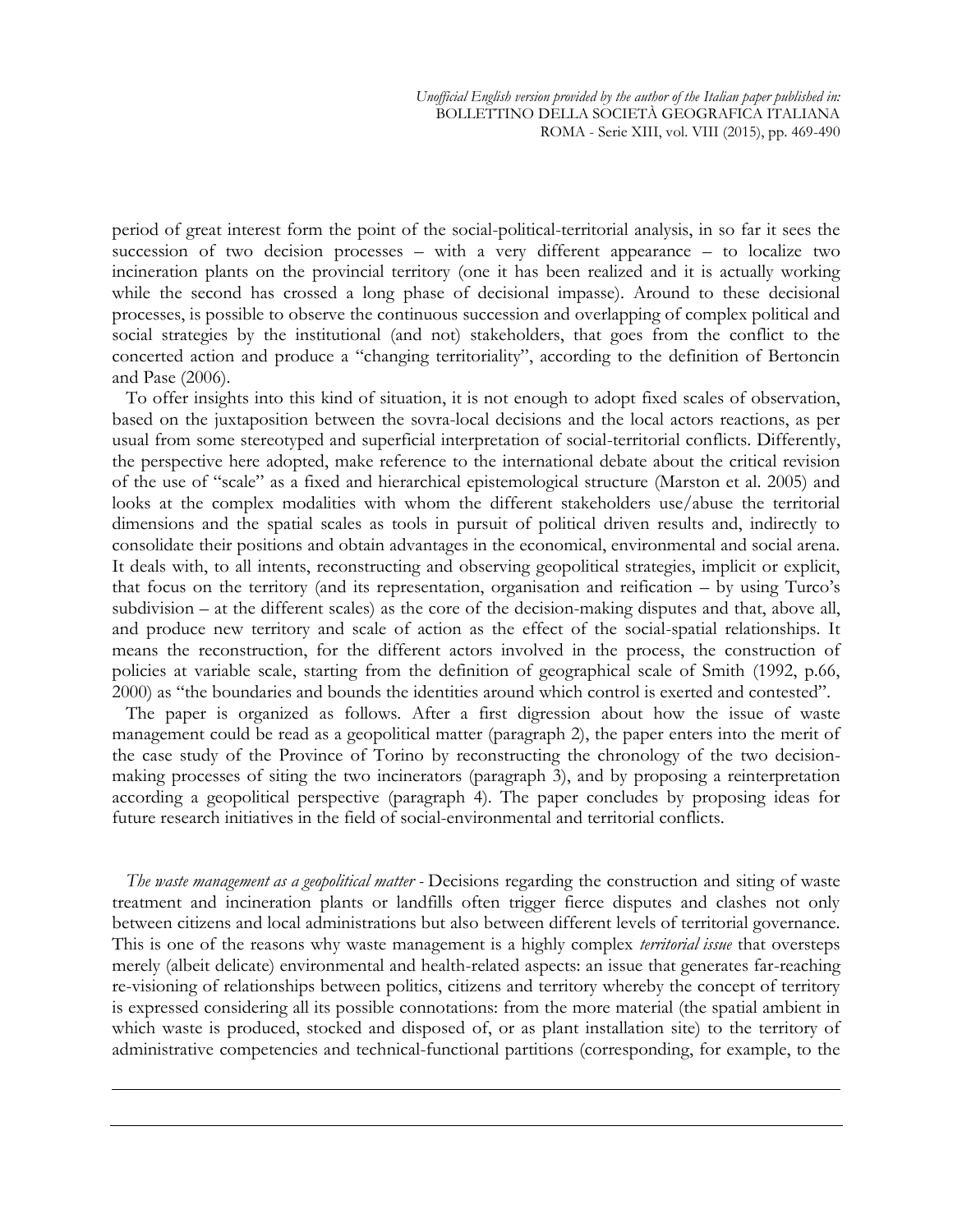period of great interest form the point of the social-political-territorial analysis, in so far it sees the succession of two decision processes – with a very different appearance – to localize two incineration plants on the provincial territory (one it has been realized and it is actually working while the second has crossed a long phase of decisional impasse). Around to these decisional processes, is possible to observe the continuous succession and overlapping of complex political and social strategies by the institutional (and not) stakeholders, that goes from the conflict to the concerted action and produce a "changing territoriality", according to the definition of Bertoncin and Pase (2006).

To offer insights into this kind of situation, it is not enough to adopt fixed scales of observation, based on the juxtaposition between the sovra-local decisions and the local actors reactions, as per usual from some stereotyped and superficial interpretation of social-territorial conflicts. Differently, the perspective here adopted, make reference to the international debate about the critical revision of the use of "scale" as a fixed and hierarchical epistemological structure (Marston et al. 2005) and looks at the complex modalities with whom the different stakeholders use/abuse the territorial dimensions and the spatial scales as tools in pursuit of political driven results and, indirectly to consolidate their positions and obtain advantages in the economical, environmental and social arena. It deals with, to all intents, reconstructing and observing geopolitical strategies, implicit or explicit, that focus on the territory (and its representation, organisation and reification – by using Turco's subdivision – at the different scales) as the core of the decision-making disputes and that, above all, and produce new territory and scale of action as the effect of the social-spatial relationships. It means the reconstruction, for the different actors involved in the process, the construction of policies at variable scale, starting from the definition of geographical scale of Smith (1992, p.66, 2000) as "the boundaries and bounds the identities around which control is exerted and contested".

The paper is organized as follows. After a first digression about how the issue of waste management could be read as a geopolitical matter (paragraph 2), the paper enters into the merit of the case study of the Province of Torino by reconstructing the chronology of the two decision-making processes of siting the two incinerators (paragraph 3), and by proposing a reinterpretation according a geopolitical perspective (paragraph 4). The paper concludes by proposing ideas for future research initiatives in the field of social-environmental and territorial conflicts.

*The waste management as a geopolitical matter* - Decisions regarding the construction and siting of waste treatment and incineration plants or landfills often trigger fierce disputes and clashes not only between citizens and local administrations but also between different levels of territorial governance. This is one of the reasons why waste management is a highly complex *territorial issue* that oversteps merely (albeit delicate) environmental and health-related aspects: an issue that generates far-reaching re-visioning of relationships between politics, citizens and territory whereby the concept of territory is expressed considering all its possible connotations: from the more material (the spatial ambient in which waste is produced, stocked and disposed of, or as plant installation site) to the territory of administrative competencies and technical-functional partitions (corresponding, for example, to the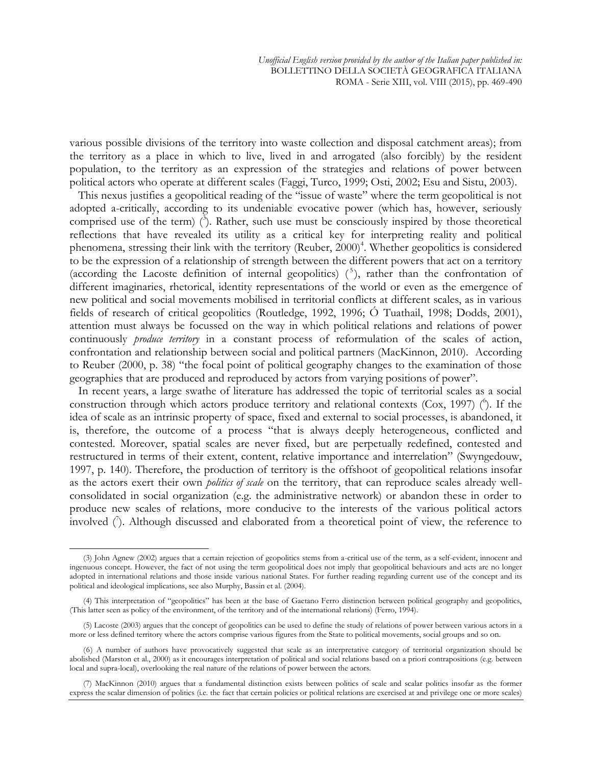various possible divisions of the territory into waste collection and disposal catchment areas); from the territory as a place in which to live, lived in and arrogated (also forcibly) by the resident population, to the territory as an expression of the strategies and relations of power between political actors who operate at different scales (Faggi, Turco, 1999; Osti, 2002; Esu and Sistu, 2003).

This nexus justifies a geopolitical reading of the "issue of waste" where the term geopolitical is not adopted a-critically, according to its undeniable evocative power (which has, however, seriously comprised use of the term) ([3]). Rather, such use must be consciously inspired by those theoretical reflections that have revealed its utility as a critical key for interpreting reality and political phenomena, stressing their link with the territory (Reuber, 2000)[4]. Whether geopolitics is considered to be the expression of a relationship of strength between the different powers that act on a territory (according the Lacoste definition of internal geopolitics) ([5]), rather than the confrontation of different imaginaries, rhetorical, identity representations of the world or even as the emergence of new political and social movements mobilised in territorial conflicts at different scales, as in various fields of research of critical geopolitics (Routledge, 1992, 1996; Ó Tuathail, 1998; Dodds, 2001), attention must always be focussed on the way in which political relations and relations of power continuously *produce territory* in a constant process of reformulation of the scales of action, confrontation and relationship between social and political partners (MacKinnon, 2010). According to Reuber (2000, p. 38) "the focal point of political geography changes to the examination of those geographies that are produced and reproduced by actors from varying positions of power".

In recent years, a large swathe of literature has addressed the topic of territorial scales as a social construction through which actors produce territory and relational contexts (Cox, 1997) ([6]). If the idea of scale as an intrinsic property of space, fixed and external to social processes, is abandoned, it is, therefore, the outcome of a process "that is always deeply heterogeneous, conflicted and contested. Moreover, spatial scales are never fixed, but are perpetually redefined, contested and restructured in terms of their extent, content, relative importance and interrelation" (Swyngedouw, 1997, p. 140). Therefore, the production of territory is the offshoot of geopolitical relations insofar as the actors exert their own *politics of scale* on the territory, that can reproduce scales already well-consolidated in social organization (e.g. the administrative network) or abandon these in order to produce new scales of relations, more conducive to the interests of the various political actors involved ([7]). Although discussed and elaborated from a theoretical point of view, the reference to

---

(3) John Agnew (2002) argues that a certain rejection of geopolitics stems from a-critical use of the term, as a self-evident, innocent and ingenuous concept. However, the fact of not using the term geopolitical does not imply that geopolitical behaviours and acts are no longer adopted in international relations and those inside various national States. For further reading regarding current use of the concept and its political and ideological implications, see also Murphy, Bassin et al. (2004).

(4) This interpretation of "geopolitics" has been at the base of Gaetano Ferro distinction between political geography and geopolitics, (This latter seen as policy of the environment, of the territory and of the international relations) (Ferro, 1994).

(5) Lacoste (2003) argues that the concept of geopolitics can be used to define the study of relations of power between various actors in a more or less defined territory where the actors comprise various figures from the State to political movements, social groups and so on.

(6) A number of authors have provocatively suggested that scale as an interpretative category of territorial organization should be abolished (Marston et al., 2000) as it encourages interpretation of political and social relations based on a priori contrapositions (e.g. between local and supra-local), overlooking the real nature of the relations of power between the actors.

(7) MacKinnon (2010) argues that a fundamental distinction exists between politics of scale and scalar politics insofar as the former express the scalar dimension of politics (i.e. the fact that certain policies or political relations are exercised at and privilege one or more scales)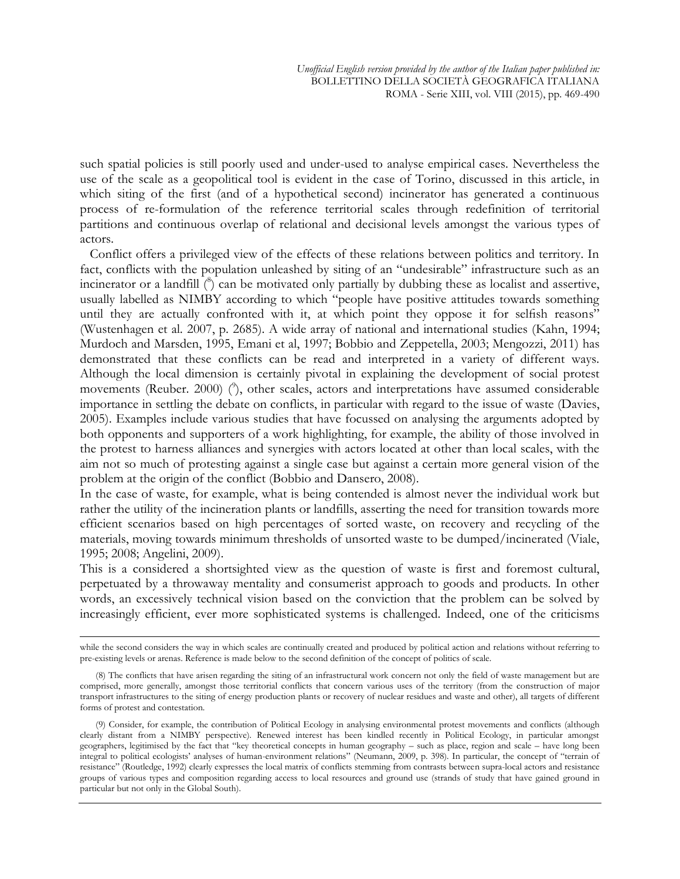such spatial policies is still poorly used and under-used to analyse empirical cases. Nevertheless the use of the scale as a geopolitical tool is evident in the case of Torino, discussed in this article, in which siting of the first (and of a hypothetical second) incinerator has generated a continuous process of re-formulation of the reference territorial scales through redefinition of territorial partitions and continuous overlap of relational and decisional levels amongst the various types of actors.

Conflict offers a privileged view of the effects of these relations between politics and territory. In fact, conflicts with the population unleashed by siting of an "undesirable" infrastructure such as an incinerator or a landfill ([8]) can be motivated only partially by dubbing these as localist and assertive, usually labelled as NIMBY according to which "people have positive attitudes towards something until they are actually confronted with it, at which point they oppose it for selfish reasons" (Wustenhagen et al. 2007, p. 2685). A wide array of national and international studies (Kahn, 1994; Murdoch and Marsden, 1995, Emani et al, 1997; Bobbio and Zeppetella, 2003; Mengozzi, 2011) has demonstrated that these conflicts can be read and interpreted in a variety of different ways. Although the local dimension is certainly pivotal in explaining the development of social protest movements (Reuber. 2000) ([9]), other scales, actors and interpretations have assumed considerable importance in settling the debate on conflicts, in particular with regard to the issue of waste (Davies, 2005). Examples include various studies that have focussed on analysing the arguments adopted by both opponents and supporters of a work highlighting, for example, the ability of those involved in the protest to harness alliances and synergies with actors located at other than local scales, with the aim not so much of protesting against a single case but against a certain more general vision of the problem at the origin of the conflict (Bobbio and Dansero, 2008).

In the case of waste, for example, what is being contended is almost never the individual work but rather the utility of the incineration plants or landfills, asserting the need for transition towards more efficient scenarios based on high percentages of sorted waste, on recovery and recycling of the materials, moving towards minimum thresholds of unsorted waste to be dumped/incinerated (Viale, 1995; 2008; Angelini, 2009).

This is a considered a shortsighted view as the question of waste is first and foremost cultural, perpetuated by a throwaway mentality and consumerist approach to goods and products. In other words, an excessively technical vision based on the conviction that the problem can be solved by increasingly efficient, ever more sophisticated systems is challenged. Indeed, one of the criticisms

---

while the second considers the way in which scales are continually created and produced by political action and relations without referring to pre-existing levels or arenas. Reference is made below to the second definition of the concept of politics of scale.

(8) The conflicts that have arisen regarding the siting of an infrastructural work concern not only the field of waste management but are comprised, more generally, amongst those territorial conflicts that concern various uses of the territory (from the construction of major transport infrastructures to the siting of energy production plants or recovery of nuclear residues and waste and other), all targets of different forms of protest and contestation.

(9) Consider, for example, the contribution of Political Ecology in analysing environmental protest movements and conflicts (although clearly distant from a NIMBY perspective). Renewed interest has been kindled recently in Political Ecology, in particular amongst geographers, legitimised by the fact that "key theoretical concepts in human geography – such as place, region and scale – have long been integral to political ecologists' analyses of human-environment relations" (Neumann, 2009, p. 398). In particular, the concept of "terrain of resistance" (Routledge, 1992) clearly expresses the local matrix of conflicts stemming from contrasts between supra-local actors and resistance groups of various types and composition regarding access to local resources and ground use (strands of study that have gained ground in particular but not only in the Global South).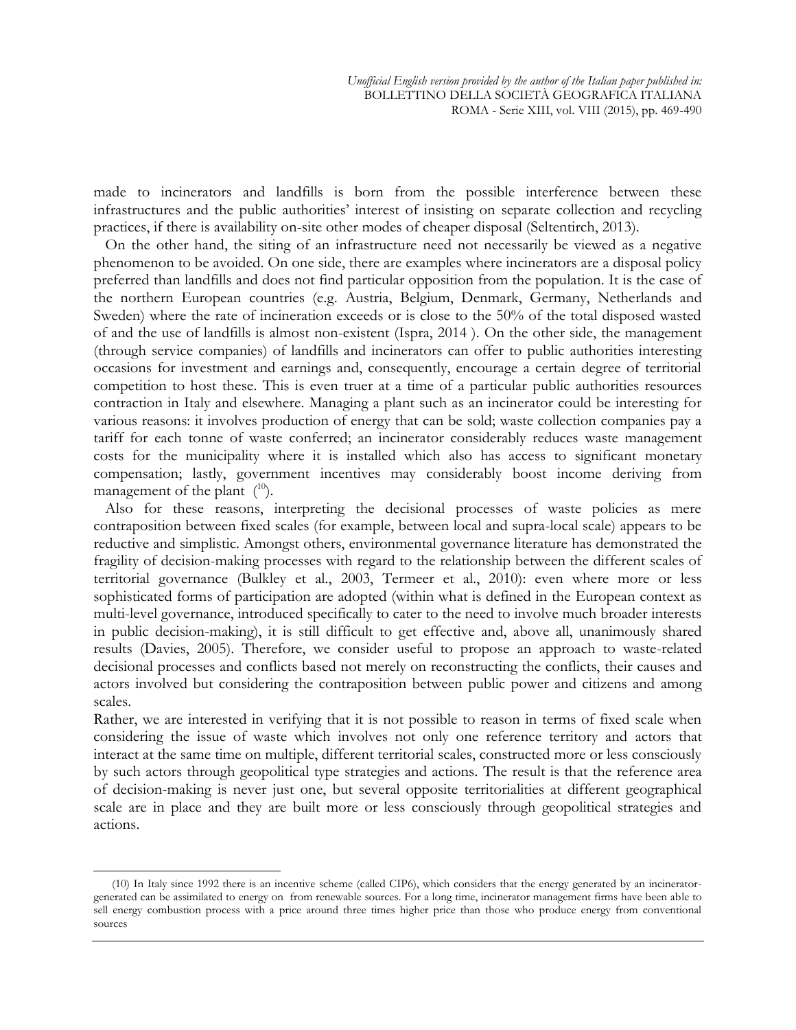made to incinerators and landfills is born from the possible interference between these infrastructures and the public authorities' interest of insisting on separate collection and recycling practices, if there is availability on-site other modes of cheaper disposal (Seltentirch, 2013).

On the other hand, the siting of an infrastructure need not necessarily be viewed as a negative phenomenon to be avoided. On one side, there are examples where incinerators are a disposal policy preferred than landfills and does not find particular opposition from the population. It is the case of the northern European countries (e.g. Austria, Belgium, Denmark, Germany, Netherlands and Sweden) where the rate of incineration exceeds or is close to the 50% of the total disposed wasted of and the use of landfills is almost non-existent (Ispra, 2014 ). On the other side, the management (through service companies) of landfills and incinerators can offer to public authorities interesting occasions for investment and earnings and, consequently, encourage a certain degree of territorial competition to host these. This is even truer at a time of a particular public authorities resources contraction in Italy and elsewhere. Managing a plant such as an incinerator could be interesting for various reasons: it involves production of energy that can be sold; waste collection companies pay a tariff for each tonne of waste conferred; an incinerator considerably reduces waste management costs for the municipality where it is installed which also has access to significant monetary compensation; lastly, government incentives may considerably boost income deriving from management of the plant ([10]).

Also for these reasons, interpreting the decisional processes of waste policies as mere contraposition between fixed scales (for example, between local and supra-local scale) appears to be reductive and simplistic. Amongst others, environmental governance literature has demonstrated the fragility of decision-making processes with regard to the relationship between the different scales of territorial governance (Bulkley et al., 2003, Termeer et al., 2010): even where more or less sophisticated forms of participation are adopted (within what is defined in the European context as multi-level governance, introduced specifically to cater to the need to involve much broader interests in public decision-making), it is still difficult to get effective and, above all, unanimously shared results (Davies, 2005). Therefore, we consider useful to propose an approach to waste-related decisional processes and conflicts based not merely on reconstructing the conflicts, their causes and actors involved but considering the contraposition between public power and citizens and among scales.

Rather, we are interested in verifying that it is not possible to reason in terms of fixed scale when considering the issue of waste which involves not only one reference territory and actors that interact at the same time on multiple, different territorial scales, constructed more or less consciously by such actors through geopolitical type strategies and actions. The result is that the reference area of decision-making is never just one, but several opposite territorialities at different geographical scale are in place and they are built more or less consciously through geopolitical strategies and actions.

---

(10) In Italy since 1992 there is an incentive scheme (called CIP6), which considers that the energy generated by an incinerator-generated can be assimilated to energy on from renewable sources. For a long time, incinerator management firms have been able to sell energy combustion process with a price around three times higher price than those who produce energy from conventional sources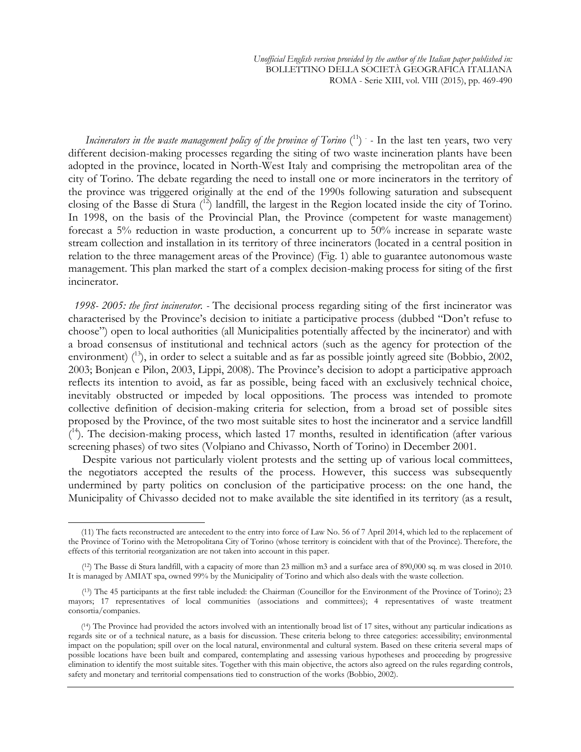*Incinerators in the waste management policy of the province of Torino* [11] - In the last ten years, two very different decision-making processes regarding the siting of two waste incineration plants have been adopted in the province, located in North-West Italy and comprising the metropolitan area of the city of Torino. The debate regarding the need to install one or more incinerators in the territory of the province was triggered originally at the end of the 1990s following saturation and subsequent closing of the Basse di Stura [12] landfill, the largest in the Region located inside the city of Torino. In 1998, on the basis of the Provincial Plan, the Province (competent for waste management) forecast a 5% reduction in waste production, a concurrent up to 50% increase in separate waste stream collection and installation in its territory of three incinerators (located in a central position in relation to the three management areas of the Province) (Fig. 1) able to guarantee autonomous waste management. This plan marked the start of a complex decision-making process for siting of the first incinerator.

*1998- 2005: the first incinerator.* - The decisional process regarding siting of the first incinerator was characterised by the Province's decision to initiate a participative process (dubbed "Don't refuse to choose") open to local authorities (all Municipalities potentially affected by the incinerator) and with a broad consensus of institutional and technical actors (such as the agency for protection of the environment) [13], in order to select a suitable and as far as possible jointly agreed site (Bobbio, 2002, 2003; Bonjean e Pilon, 2003, Lippi, 2008). The Province's decision to adopt a participative approach reflects its intention to avoid, as far as possible, being faced with an exclusively technical choice, inevitably obstructed or impeded by local oppositions. The process was intended to promote collective definition of decision-making criteria for selection, from a broad set of possible sites proposed by the Province, of the two most suitable sites to host the incinerator and a service landfill [14]. The decision-making process, which lasted 17 months, resulted in identification (after various screening phases) of two sites (Volpiano and Chivasso, North of Torino) in December 2001.

Despite various not particularly violent protests and the setting up of various local committees, the negotiators accepted the results of the process. However, this success was subsequently undermined by party politics on conclusion of the participative process: on the one hand, the Municipality of Chivasso decided not to make available the site identified in its territory (as a result,

---

(11) The facts reconstructed are antecedent to the entry into force of Law No. 56 of 7 April 2014, which led to the replacement of the Province of Torino with the Metropolitana City of Torino (whose territory is coincident with that of the Province). Therefore, the effects of this territorial reorganization are not taken into account in this paper.

(12) The Basse di Stura landfill, with a capacity of more than 23 million m3 and a surface area of 890,000 sq. m was closed in 2010. It is managed by AMIAT spa, owned 99% by the Municipality of Torino and which also deals with the waste collection.

(13) The 45 participants at the first table included: the Chairman (Councillor for the Environment of the Province of Torino); 23 mayors; 17 representatives of local communities (associations and committees); 4 representatives of waste treatment consortia/companies.

(14) The Province had provided the actors involved with an intentionally broad list of 17 sites, without any particular indications as regards site or of a technical nature, as a basis for discussion. These criteria belong to three categories: accessibility; environmental impact on the population; spill over on the local natural, environmental and cultural system. Based on these criteria several maps of possible locations have been built and compared, contemplating and assessing various hypotheses and proceeding by progressive elimination to identify the most suitable sites. Together with this main objective, the actors also agreed on the rules regarding controls, safety and monetary and territorial compensations tied to construction of the works (Bobbio, 2002).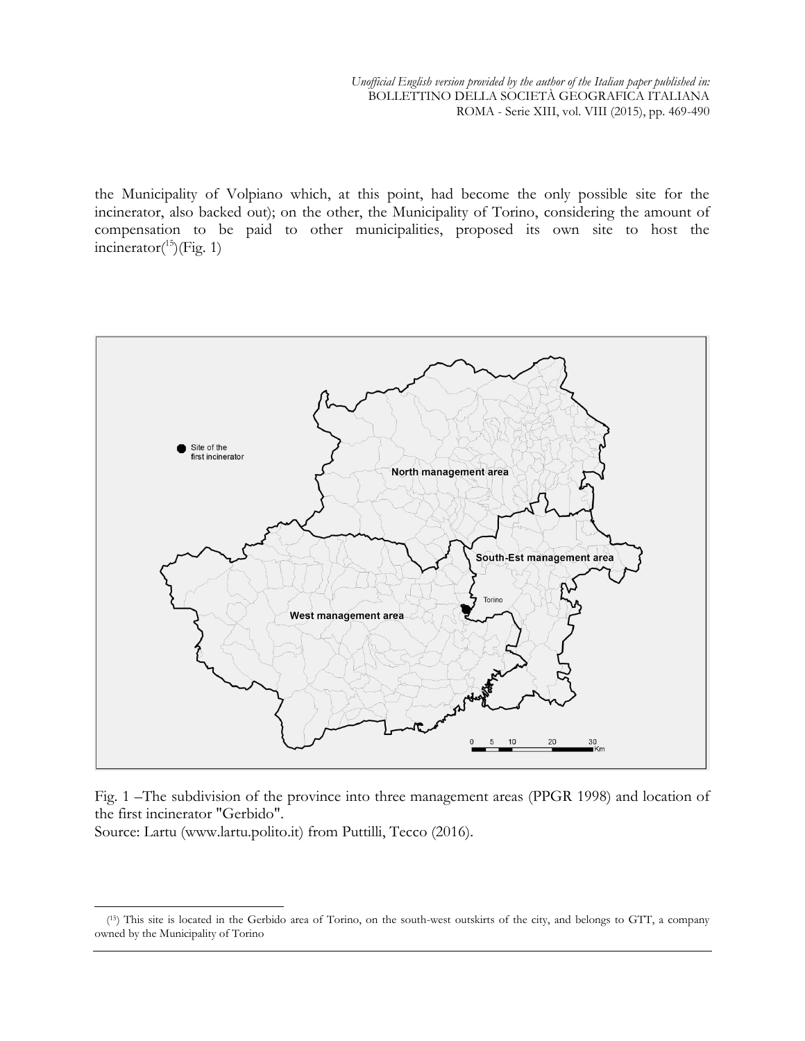the Municipality of Volpiano which, at this point, had become the only possible site for the incinerator, also backed out); on the other, the Municipality of Torino, considering the amount of compensation to be paid to other municipalities, proposed its own site to host the incinerator([15])(Fig. 1)

Site of the first incinerator

North management area

South-Est management area

Torino

West management area

0 5 10 20 30 Km

Fig. 1 –The subdivision of the province into three management areas (PPGR 1998) and location of the first incinerator "Gerbido".
Source: Lartu (www.lartu.polito.it) from Puttilli, Tecco (2016).

---

([15]) This site is located in the Gerbido area of Torino, on the south-west outskirts of the city, and belongs to GTT, a company owned by the Municipality of Torino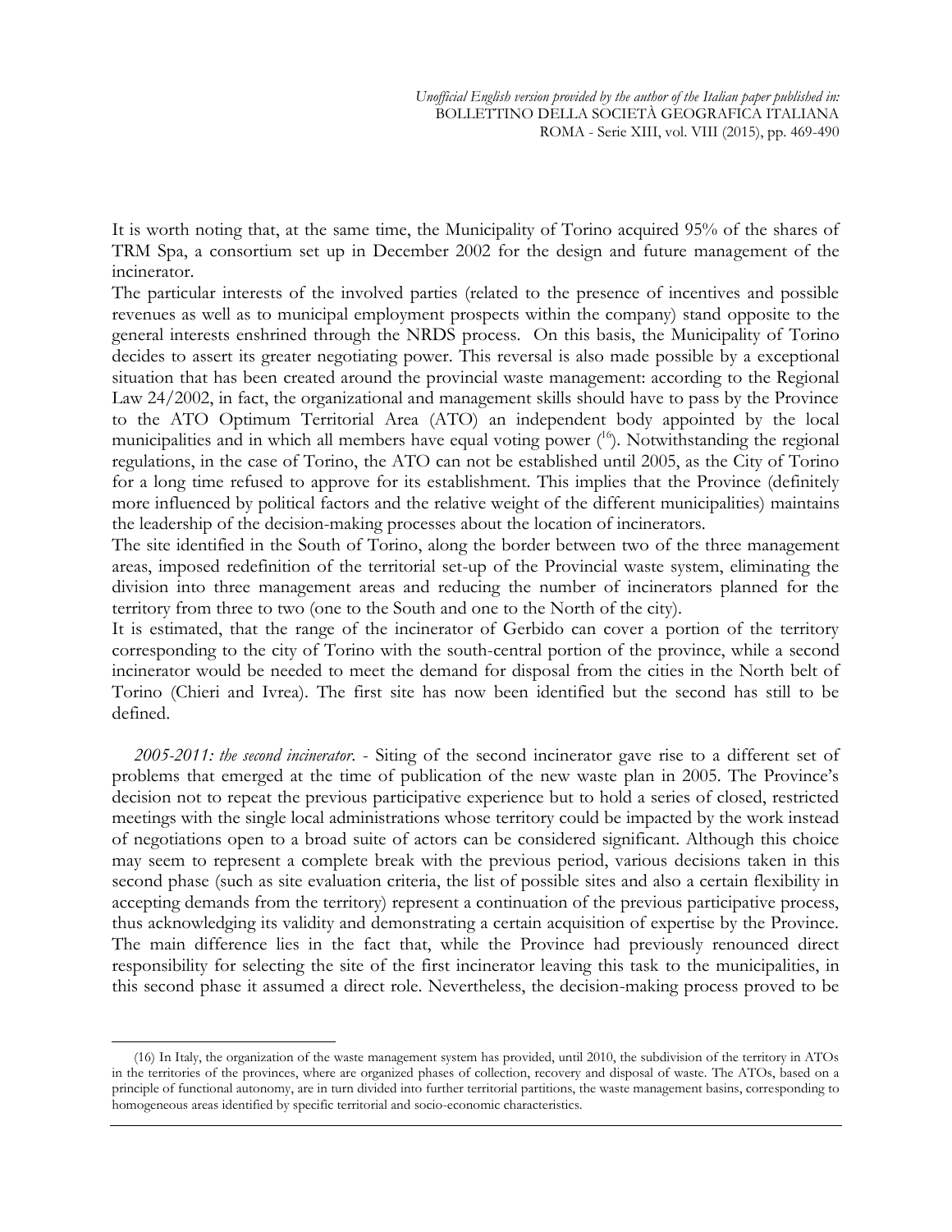It is worth noting that, at the same time, the Municipality of Torino acquired 95% of the shares of TRM Spa, a consortium set up in December 2002 for the design and future management of the incinerator.

The particular interests of the involved parties (related to the presence of incentives and possible revenues as well as to municipal employment prospects within the company) stand opposite to the general interests enshrined through the NRDS process. On this basis, the Municipality of Torino decides to assert its greater negotiating power. This reversal is also made possible by a exceptional situation that has been created around the provincial waste management: according to the Regional Law 24/2002, in fact, the organizational and management skills should have to pass by the Province to the ATO Optimum Territorial Area (ATO) an independent body appointed by the local municipalities and in which all members have equal voting power ([16]). Notwithstanding the regional regulations, in the case of Torino, the ATO can not be established until 2005, as the City of Torino for a long time refused to approve for its establishment. This implies that the Province (definitely more influenced by political factors and the relative weight of the different municipalities) maintains the leadership of the decision-making processes about the location of incinerators.

The site identified in the South of Torino, along the border between two of the three management areas, imposed redefinition of the territorial set-up of the Provincial waste system, eliminating the division into three management areas and reducing the number of incinerators planned for the territory from three to two (one to the South and one to the North of the city).

It is estimated, that the range of the incinerator of Gerbido can cover a portion of the territory corresponding to the city of Torino with the south-central portion of the province, while a second incinerator would be needed to meet the demand for disposal from the cities in the North belt of Torino (Chieri and Ivrea). The first site has now been identified but the second has still to be defined.

*2005-2011: the second incinerator.* - Siting of the second incinerator gave rise to a different set of problems that emerged at the time of publication of the new waste plan in 2005. The Province's decision not to repeat the previous participative experience but to hold a series of closed, restricted meetings with the single local administrations whose territory could be impacted by the work instead of negotiations open to a broad suite of actors can be considered significant. Although this choice may seem to represent a complete break with the previous period, various decisions taken in this second phase (such as site evaluation criteria, the list of possible sites and also a certain flexibility in accepting demands from the territory) represent a continuation of the previous participative process, thus acknowledging its validity and demonstrating a certain acquisition of expertise by the Province. The main difference lies in the fact that, while the Province had previously renounced direct responsibility for selecting the site of the first incinerator leaving this task to the municipalities, in this second phase it assumed a direct role. Nevertheless, the decision-making process proved to be

(16) In Italy, the organization of the waste management system has provided, until 2010, the subdivision of the territory in ATOs in the territories of the provinces, where are organized phases of collection, recovery and disposal of waste. The ATOs, based on a principle of functional autonomy, are in turn divided into further territorial partitions, the waste management basins, corresponding to homogeneous areas identified by specific territorial and socio-economic characteristics.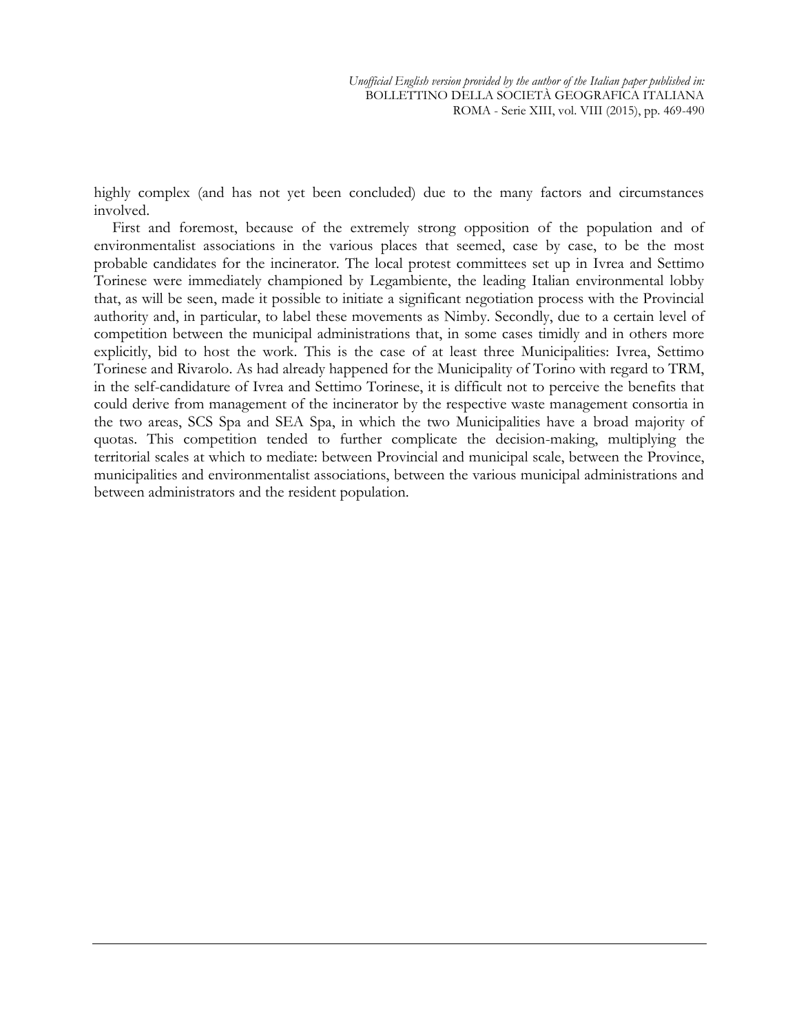highly complex (and has not yet been concluded) due to the many factors and circumstances involved.

First and foremost, because of the extremely strong opposition of the population and of environmentalist associations in the various places that seemed, case by case, to be the most probable candidates for the incinerator. The local protest committees set up in Ivrea and Settimo Torinese were immediately championed by Legambiente, the leading Italian environmental lobby that, as will be seen, made it possible to initiate a significant negotiation process with the Provincial authority and, in particular, to label these movements as Nimby. Secondly, due to a certain level of competition between the municipal administrations that, in some cases timidly and in others more explicitly, bid to host the work. This is the case of at least three Municipalities: Ivrea, Settimo Torinese and Rivarolo. As had already happened for the Municipality of Torino with regard to TRM, in the self-candidature of Ivrea and Settimo Torinese, it is difficult not to perceive the benefits that could derive from management of the incinerator by the respective waste management consortia in the two areas, SCS Spa and SEA Spa, in which the two Municipalities have a broad majority of quotas. This competition tended to further complicate the decision-making, multiplying the territorial scales at which to mediate: between Provincial and municipal scale, between the Province, municipalities and environmentalist associations, between the various municipal administrations and between administrators and the resident population.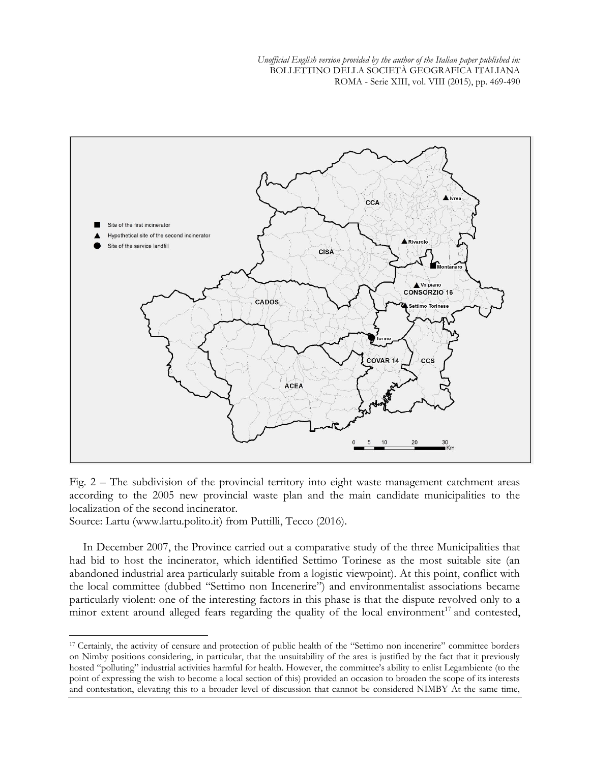Site of the first incinerator

Hypothetical site of the second incinerator

Site of the service landfill

CCA

Ivrea

Rivarolo

CISA

Montanaro

Volpiano

CONSORZIO 16

CADOS

Settimo Torinese

Torino

COVAR 14

CCS

ACEA

0 5 10 20 30 Km

Fig. 2 – The subdivision of the provincial territory into eight waste management catchment areas according to the 2005 new provincial waste plan and the main candidate municipalities to the localization of the second incinerator.
Source: Lartu (www.lartu.polito.it) from Puttilli, Tecco (2016).

In December 2007, the Province carried out a comparative study of the three Municipalities that had bid to host the incinerator, which identified Settimo Torinese as the most suitable site (an abandoned industrial area particularly suitable from a logistic viewpoint). At this point, conflict with the local committee (dubbed "Settimo non Incenerire") and environmentalist associations became particularly violent: one of the interesting factors in this phase is that the dispute revolved only to a minor extent around alleged fears regarding the quality of the local environment[17] and contested,

[17] Certainly, the activity of censure and protection of public health of the "Settimo non incenerire" committee borders on Nimby positions considering, in particular, that the unsuitability of the area is justified by the fact that it previously hosted "polluting" industrial activities harmful for health. However, the committee's ability to enlist Legambiente (to the point of expressing the wish to become a local section of this) provided an occasion to broaden the scope of its interests and contestation, elevating this to a broader level of discussion that cannot be considered NIMBY At the same time,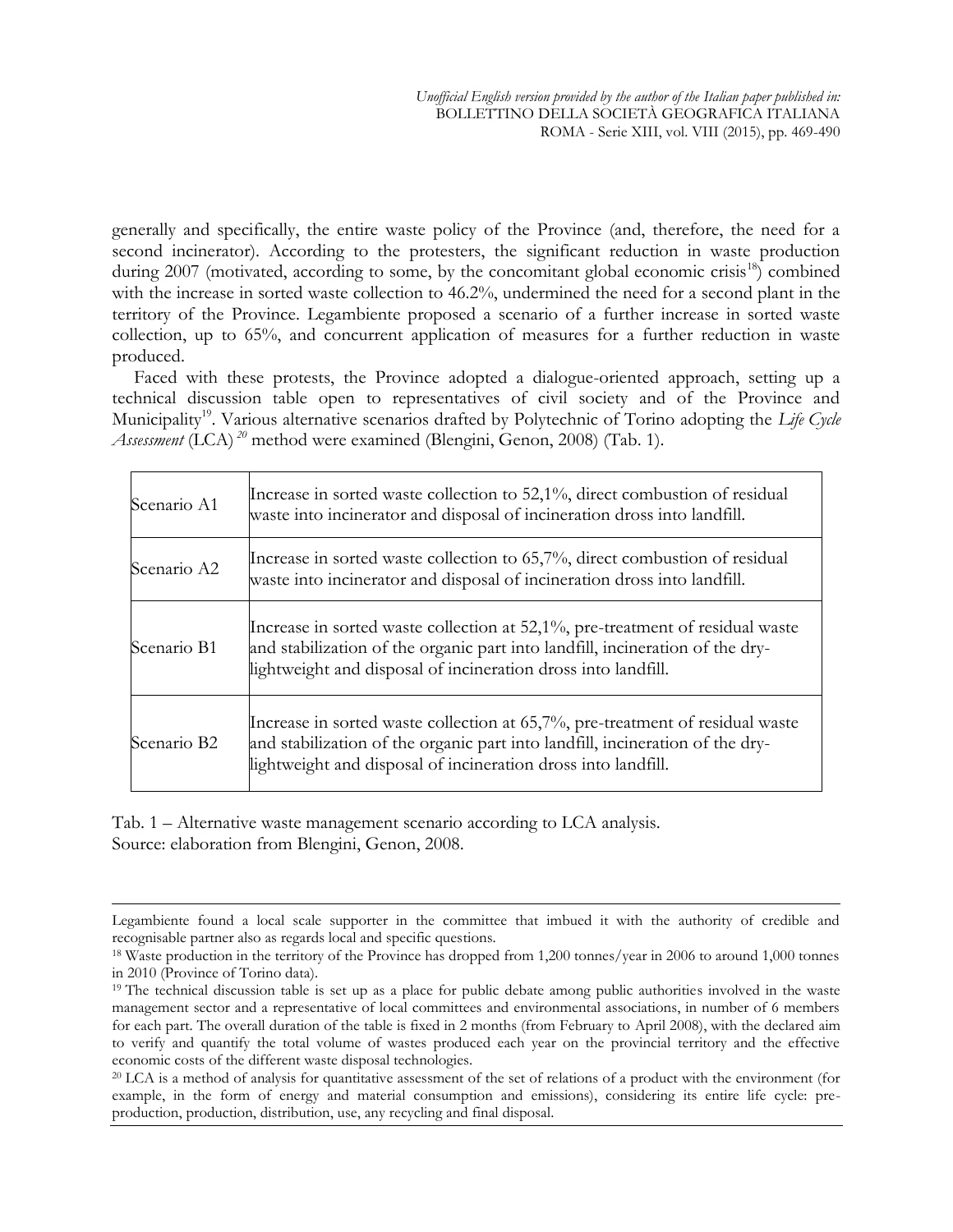generally and specifically, the entire waste policy of the Province (and, therefore, the need for a second incinerator). According to the protesters, the significant reduction in waste production during 2007 (motivated, according to some, by the concomitant global economic crisis[18]) combined with the increase in sorted waste collection to 46.2%, undermined the need for a second plant in the territory of the Province. Legambiente proposed a scenario of a further increase in sorted waste collection, up to 65%, and concurrent application of measures for a further reduction in waste produced.

Faced with these protests, the Province adopted a dialogue-oriented approach, setting up a technical discussion table open to representatives of civil society and of the Province and Municipality[19]. Various alternative scenarios drafted by Polytechnic of Torino adopting the *Life Cycle Assessment* (LCA)[20] method were examined (Blengini, Genon, 2008) (Tab. 1).

| | |
|---|---|
| Scenario A1 | Increase in sorted waste collection to 52,1%, direct combustion of residual waste into incinerator and disposal of incineration dross into landfill. |
| Scenario A2 | Increase in sorted waste collection to 65,7%, direct combustion of residual waste into incinerator and disposal of incineration dross into landfill. |
| Scenario B1 | Increase in sorted waste collection at 52,1%, pre-treatment of residual waste and stabilization of the organic part into landfill, incineration of the dry-lightweight and disposal of incineration dross into landfill. |
| Scenario B2 | Increase in sorted waste collection at 65,7%, pre-treatment of residual waste and stabilization of the organic part into landfill, incineration of the dry-lightweight and disposal of incineration dross into landfill. |

Tab. 1 – Alternative waste management scenario according to LCA analysis.
Source: elaboration from Blengini, Genon, 2008.

---

Legambiente found a local scale supporter in the committee that imbued it with the authority of credible and recognisable partner also as regards local and specific questions.

[18] Waste production in the territory of the Province has dropped from 1,200 tonnes/year in 2006 to around 1,000 tonnes in 2010 (Province of Torino data).

[19] The technical discussion table is set up as a place for public debate among public authorities involved in the waste management sector and a representative of local committees and environmental associations, in number of 6 members for each part. The overall duration of the table is fixed in 2 months (from February to April 2008), with the declared aim to verify and quantify the total volume of wastes produced each year on the provincial territory and the effective economic costs of the different waste disposal technologies.

[20] LCA is a method of analysis for quantitative assessment of the set of relations of a product with the environment (for example, in the form of energy and material consumption and emissions), considering its entire life cycle: pre-production, production, distribution, use, any recycling and final disposal.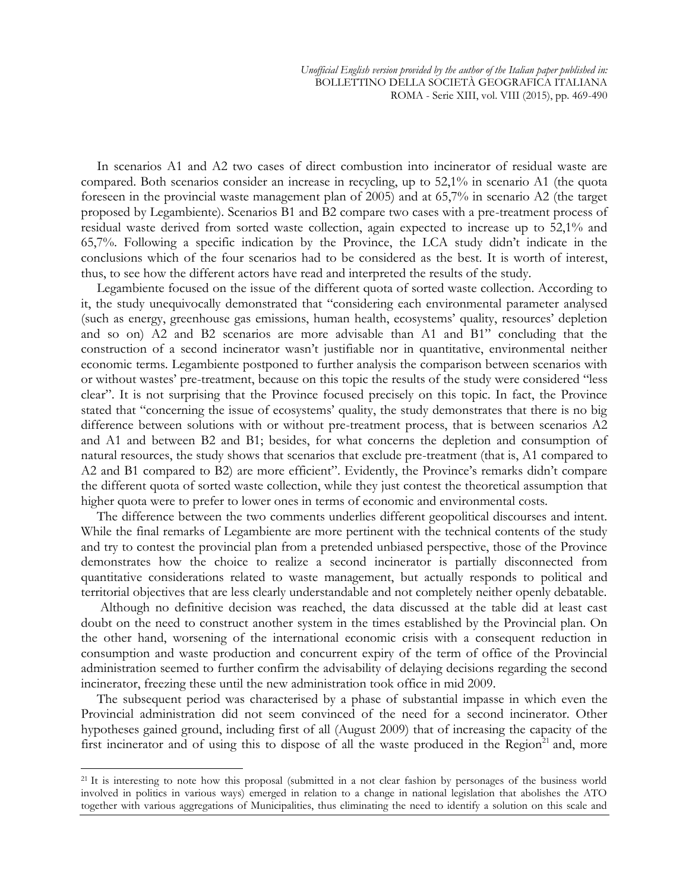In scenarios A1 and A2 two cases of direct combustion into incinerator of residual waste are compared. Both scenarios consider an increase in recycling, up to 52,1% in scenario A1 (the quota foreseen in the provincial waste management plan of 2005) and at 65,7% in scenario A2 (the target proposed by Legambiente). Scenarios B1 and B2 compare two cases with a pre-treatment process of residual waste derived from sorted waste collection, again expected to increase up to 52,1% and 65,7%. Following a specific indication by the Province, the LCA study didn't indicate in the conclusions which of the four scenarios had to be considered as the best. It is worth of interest, thus, to see how the different actors have read and interpreted the results of the study.

Legambiente focused on the issue of the different quota of sorted waste collection. According to it, the study unequivocally demonstrated that "considering each environmental parameter analysed (such as energy, greenhouse gas emissions, human health, ecosystems' quality, resources' depletion and so on) A2 and B2 scenarios are more advisable than A1 and B1" concluding that the construction of a second incinerator wasn't justifiable nor in quantitative, environmental neither economic terms. Legambiente postponed to further analysis the comparison between scenarios with or without wastes' pre-treatment, because on this topic the results of the study were considered "less clear". It is not surprising that the Province focused precisely on this topic. In fact, the Province stated that "concerning the issue of ecosystems' quality, the study demonstrates that there is no big difference between solutions with or without pre-treatment process, that is between scenarios A2 and A1 and between B2 and B1; besides, for what concerns the depletion and consumption of natural resources, the study shows that scenarios that exclude pre-treatment (that is, A1 compared to A2 and B1 compared to B2) are more efficient". Evidently, the Province's remarks didn't compare the different quota of sorted waste collection, while they just contest the theoretical assumption that higher quota were to prefer to lower ones in terms of economic and environmental costs.

The difference between the two comments underlies different geopolitical discourses and intent. While the final remarks of Legambiente are more pertinent with the technical contents of the study and try to contest the provincial plan from a pretended unbiased perspective, those of the Province demonstrates how the choice to realize a second incinerator is partially disconnected from quantitative considerations related to waste management, but actually responds to political and territorial objectives that are less clearly understandable and not completely neither openly debatable.

Although no definitive decision was reached, the data discussed at the table did at least cast doubt on the need to construct another system in the times established by the Provincial plan. On the other hand, worsening of the international economic crisis with a consequent reduction in consumption and waste production and concurrent expiry of the term of office of the Provincial administration seemed to further confirm the advisability of delaying decisions regarding the second incinerator, freezing these until the new administration took office in mid 2009.

The subsequent period was characterised by a phase of substantial impasse in which even the Provincial administration did not seem convinced of the need for a second incinerator. Other hypotheses gained ground, including first of all (August 2009) that of increasing the capacity of the first incinerator and of using this to dispose of all the waste produced in the Region[21] and, more

[21] It is interesting to note how this proposal (submitted in a not clear fashion by personages of the business world involved in politics in various ways) emerged in relation to a change in national legislation that abolishes the ATO together with various aggregations of Municipalities, thus eliminating the need to identify a solution on this scale and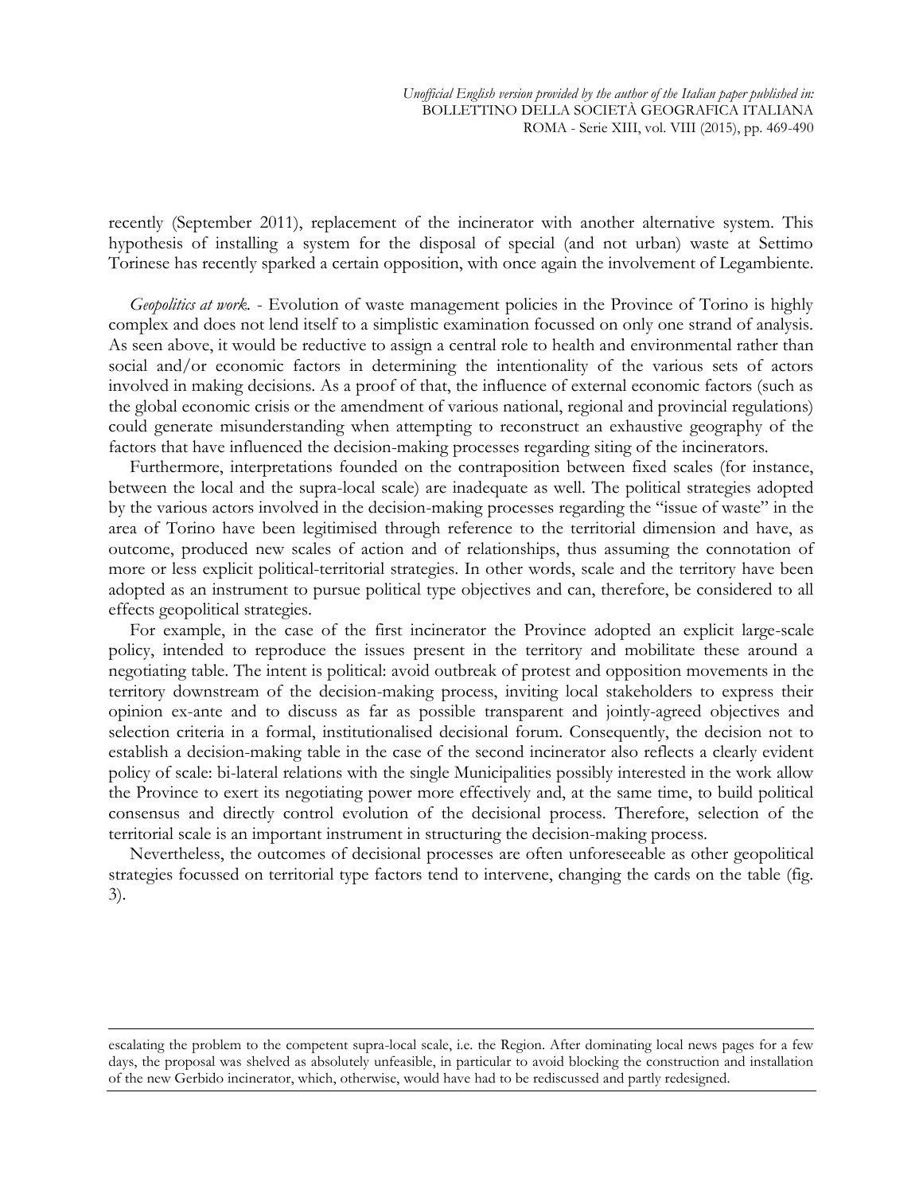recently (September 2011), replacement of the incinerator with another alternative system. This hypothesis of installing a system for the disposal of special (and not urban) waste at Settimo Torinese has recently sparked a certain opposition, with once again the involvement of Legambiente.

*Geopolitics at work.* - Evolution of waste management policies in the Province of Torino is highly complex and does not lend itself to a simplistic examination focussed on only one strand of analysis. As seen above, it would be reductive to assign a central role to health and environmental rather than social and/or economic factors in determining the intentionality of the various sets of actors involved in making decisions. As a proof of that, the influence of external economic factors (such as the global economic crisis or the amendment of various national, regional and provincial regulations) could generate misunderstanding when attempting to reconstruct an exhaustive geography of the factors that have influenced the decision-making processes regarding siting of the incinerators.

Furthermore, interpretations founded on the contraposition between fixed scales (for instance, between the local and the supra-local scale) are inadequate as well. The political strategies adopted by the various actors involved in the decision-making processes regarding the "issue of waste" in the area of Torino have been legitimised through reference to the territorial dimension and have, as outcome, produced new scales of action and of relationships, thus assuming the connotation of more or less explicit political-territorial strategies. In other words, scale and the territory have been adopted as an instrument to pursue political type objectives and can, therefore, be considered to all effects geopolitical strategies.

For example, in the case of the first incinerator the Province adopted an explicit large-scale policy, intended to reproduce the issues present in the territory and mobilitate these around a negotiating table. The intent is political: avoid outbreak of protest and opposition movements in the territory downstream of the decision-making process, inviting local stakeholders to express their opinion ex-ante and to discuss as far as possible transparent and jointly-agreed objectives and selection criteria in a formal, institutionalised decisional forum. Consequently, the decision not to establish a decision-making table in the case of the second incinerator also reflects a clearly evident policy of scale: bi-lateral relations with the single Municipalities possibly interested in the work allow the Province to exert its negotiating power more effectively and, at the same time, to build political consensus and directly control evolution of the decisional process. Therefore, selection of the territorial scale is an important instrument in structuring the decision-making process.

Nevertheless, the outcomes of decisional processes are often unforeseeable as other geopolitical strategies focussed on territorial type factors tend to intervene, changing the cards on the table (fig. 3).

---

escalating the problem to the competent supra-local scale, i.e. the Region. After dominating local news pages for a few days, the proposal was shelved as absolutely unfeasible, in particular to avoid blocking the construction and installation of the new Gerbido incinerator, which, otherwise, would have had to be rediscussed and partly redesigned.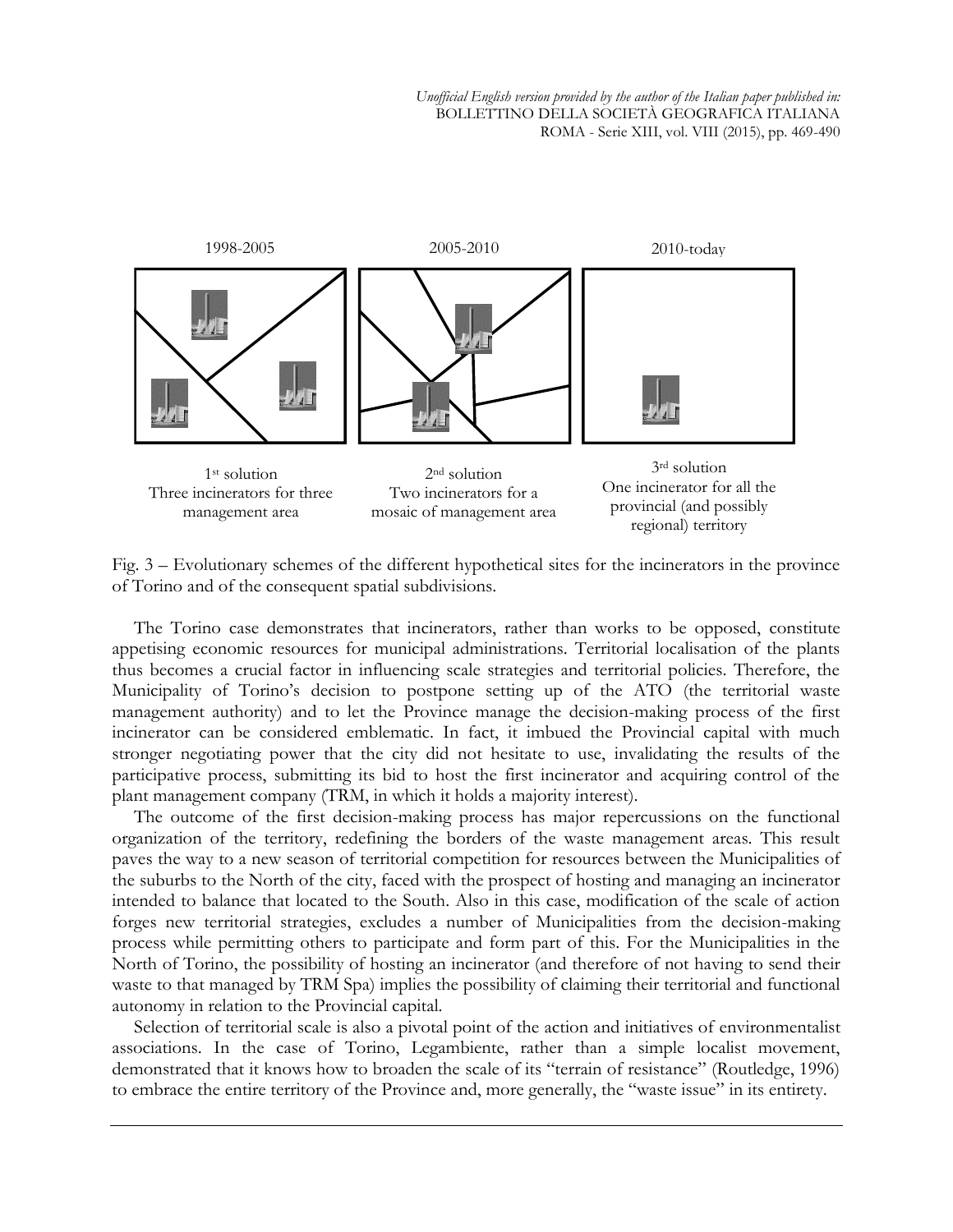1998-2005

2005-2010

2010-today

1st solution
Three incinerators for three management area

2nd solution
Two incinerators for a mosaic of management area

3rd solution
One incinerator for all the provincial (and possibly regional) territory

Fig. 3 – Evolutionary schemes of the different hypothetical sites for the incinerators in the province of Torino and of the consequent spatial subdivisions.

The Torino case demonstrates that incinerators, rather than works to be opposed, constitute appetising economic resources for municipal administrations. Territorial localisation of the plants thus becomes a crucial factor in influencing scale strategies and territorial policies. Therefore, the Municipality of Torino's decision to postpone setting up of the ATO (the territorial waste management authority) and to let the Province manage the decision-making process of the first incinerator can be considered emblematic. In fact, it imbued the Provincial capital with much stronger negotiating power that the city did not hesitate to use, invalidating the results of the participative process, submitting its bid to host the first incinerator and acquiring control of the plant management company (TRM, in which it holds a majority interest).

The outcome of the first decision-making process has major repercussions on the functional organization of the territory, redefining the borders of the waste management areas. This result paves the way to a new season of territorial competition for resources between the Municipalities of the suburbs to the North of the city, faced with the prospect of hosting and managing an incinerator intended to balance that located to the South. Also in this case, modification of the scale of action forges new territorial strategies, excludes a number of Municipalities from the decision-making process while permitting others to participate and form part of this. For the Municipalities in the North of Torino, the possibility of hosting an incinerator (and therefore of not having to send their waste to that managed by TRM Spa) implies the possibility of claiming their territorial and functional autonomy in relation to the Provincial capital.

Selection of territorial scale is also a pivotal point of the action and initiatives of environmentalist associations. In the case of Torino, Legambiente, rather than a simple localist movement, demonstrated that it knows how to broaden the scale of its "terrain of resistance" (Routledge, 1996) to embrace the entire territory of the Province and, more generally, the "waste issue" in its entirety.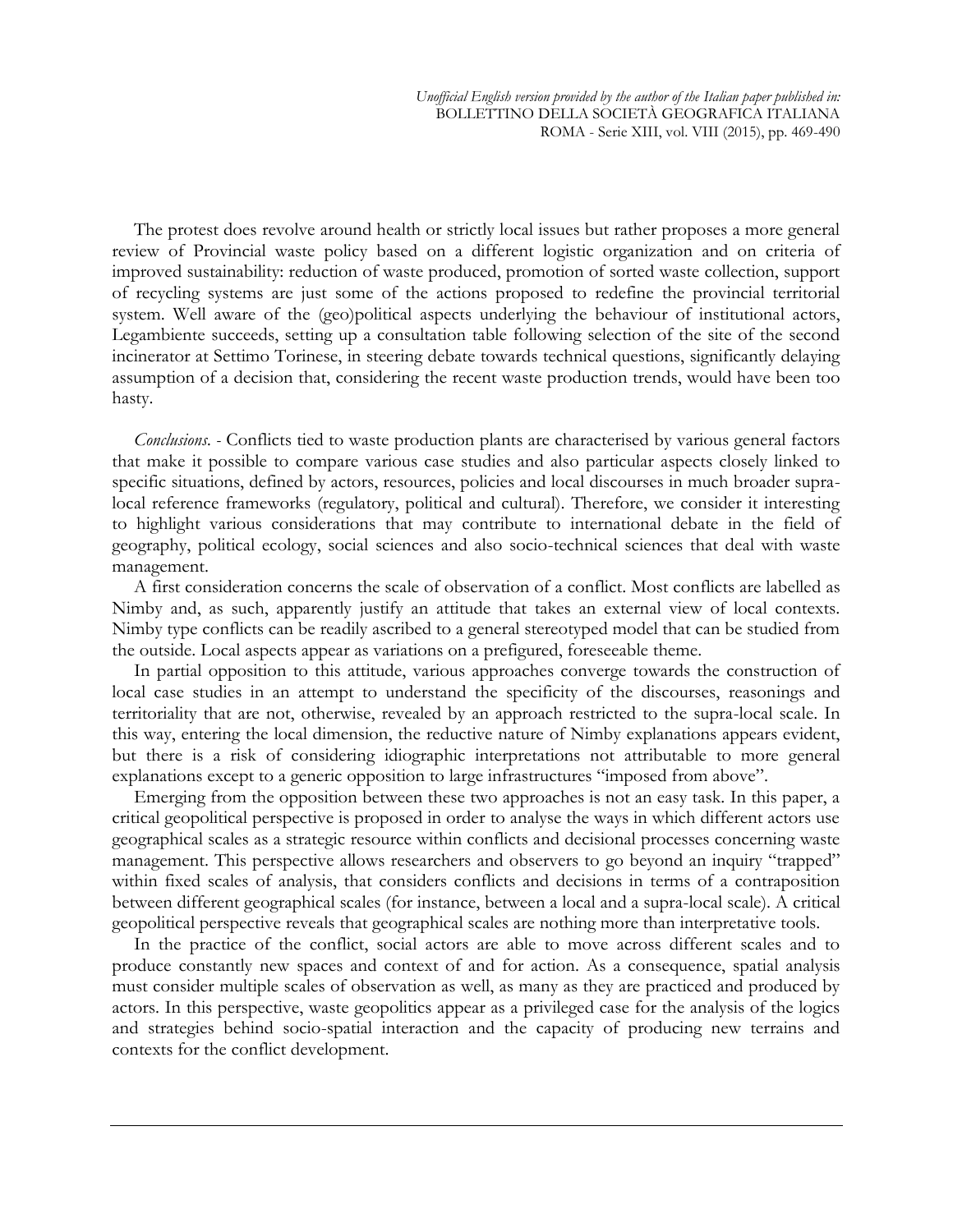The protest does revolve around health or strictly local issues but rather proposes a more general review of Provincial waste policy based on a different logistic organization and on criteria of improved sustainability: reduction of waste produced, promotion of sorted waste collection, support of recycling systems are just some of the actions proposed to redefine the provincial territorial system. Well aware of the (geo)political aspects underlying the behaviour of institutional actors, Legambiente succeeds, setting up a consultation table following selection of the site of the second incinerator at Settimo Torinese, in steering debate towards technical questions, significantly delaying assumption of a decision that, considering the recent waste production trends, would have been too hasty.

*Conclusions.* - Conflicts tied to waste production plants are characterised by various general factors that make it possible to compare various case studies and also particular aspects closely linked to specific situations, defined by actors, resources, policies and local discourses in much broader supra-local reference frameworks (regulatory, political and cultural). Therefore, we consider it interesting to highlight various considerations that may contribute to international debate in the field of geography, political ecology, social sciences and also socio-technical sciences that deal with waste management.

A first consideration concerns the scale of observation of a conflict. Most conflicts are labelled as Nimby and, as such, apparently justify an attitude that takes an external view of local contexts. Nimby type conflicts can be readily ascribed to a general stereotyped model that can be studied from the outside. Local aspects appear as variations on a prefigured, foreseeable theme.

In partial opposition to this attitude, various approaches converge towards the construction of local case studies in an attempt to understand the specificity of the discourses, reasonings and territoriality that are not, otherwise, revealed by an approach restricted to the supra-local scale. In this way, entering the local dimension, the reductive nature of Nimby explanations appears evident, but there is a risk of considering idiographic interpretations not attributable to more general explanations except to a generic opposition to large infrastructures "imposed from above".

Emerging from the opposition between these two approaches is not an easy task. In this paper, a critical geopolitical perspective is proposed in order to analyse the ways in which different actors use geographical scales as a strategic resource within conflicts and decisional processes concerning waste management. This perspective allows researchers and observers to go beyond an inquiry "trapped" within fixed scales of analysis, that considers conflicts and decisions in terms of a contraposition between different geographical scales (for instance, between a local and a supra-local scale). A critical geopolitical perspective reveals that geographical scales are nothing more than interpretative tools.

In the practice of the conflict, social actors are able to move across different scales and to produce constantly new spaces and context of and for action. As a consequence, spatial analysis must consider multiple scales of observation as well, as many as they are practiced and produced by actors. In this perspective, waste geopolitics appear as a privileged case for the analysis of the logics and strategies behind socio-spatial interaction and the capacity of producing new terrains and contexts for the conflict development.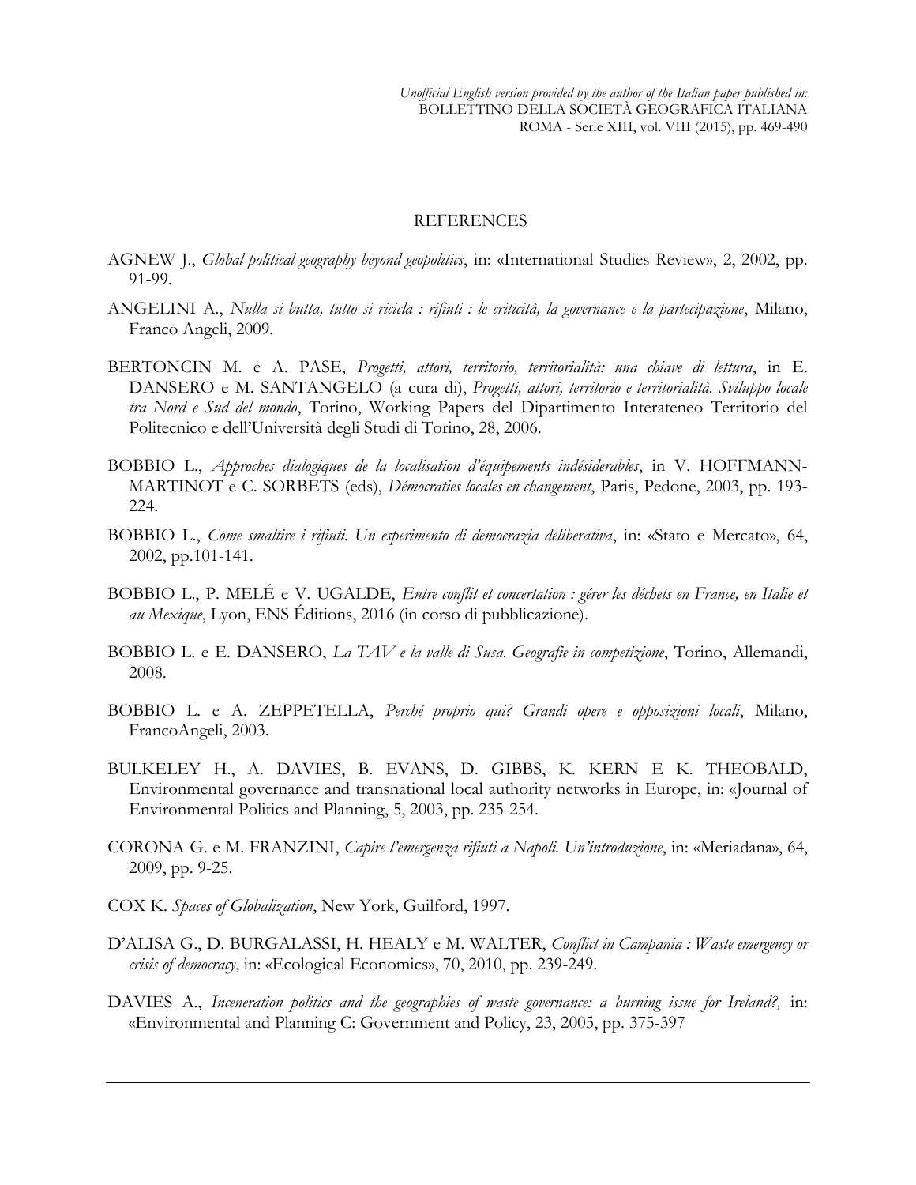REFERENCES

AGNEW J., *Global political geography beyond geopolitics*, in: «International Studies Review», 2, 2002, pp. 91-99.

ANGELINI A., *Nulla si butta, tutto si ricicla : rifiuti : le criticità, la governance e la partecipazione*, Milano, Franco Angeli, 2009.

BERTONCIN M. e A. PASE, *Progetti, attori, territorio, territorialità: una chiave di lettura*, in E. DANSERO e M. SANTANGELO (a cura di), *Progetti, attori, territorio e territorialità. Sviluppo locale tra Nord e Sud del mondo*, Torino, Working Papers del Dipartimento Interateneo Territorio del Politecnico e dell'Università degli Studi di Torino, 28, 2006.

BOBBIO L., *Approches dialogiques de la localisation d'équipements indésiderables*, in V. HOFFMANN-MARTINOT e C. SORBETS (eds), *Démocraties locales en changement*, Paris, Pedone, 2003, pp. 193-224.

BOBBIO L., *Come smaltire i rifiuti. Un esperimento di democrazia deliberativa*, in: «Stato e Mercato», 64, 2002, pp.101-141.

BOBBIO L., P. MELÉ e V. UGALDE, *Entre conflit et concertation : gérer les déchets en France, en Italie et au Mexique*, Lyon, ENS Éditions, 2016 (in corso di pubblicazione).

BOBBIO L. e E. DANSERO, *La TAV e la valle di Susa. Geografie in competizione*, Torino, Allemandi, 2008.

BOBBIO L. e A. ZEPPETELLA, *Perché proprio qui? Grandi opere e opposizioni locali*, Milano, FrancoAngeli, 2003.

BULKELEY H., A. DAVIES, B. EVANS, D. GIBBS, K. KERN E K. THEOBALD, Environmental governance and transnational local authority networks in Europe, in: «Journal of Environmental Politics and Planning, 5, 2003, pp. 235-254.

CORONA G. e M. FRANZINI, *Capire l'emergenza rifiuti a Napoli. Un'introduzione*, in: «Meriadana», 64, 2009, pp. 9-25.

COX K. *Spaces of Globalization*, New York, Guilford, 1997.

D'ALISA G., D. BURGALASSI, H. HEALY e M. WALTER, *Conflict in Campania : Waste emergency or crisis of democracy*, in: «Ecological Economics», 70, 2010, pp. 239-249.

DAVIES A., *Inceneration politics and the geographies of waste governance: a burning issue for Ireland?,* in: «Environmental and Planning C: Government and Policy, 23, 2005, pp. 375-397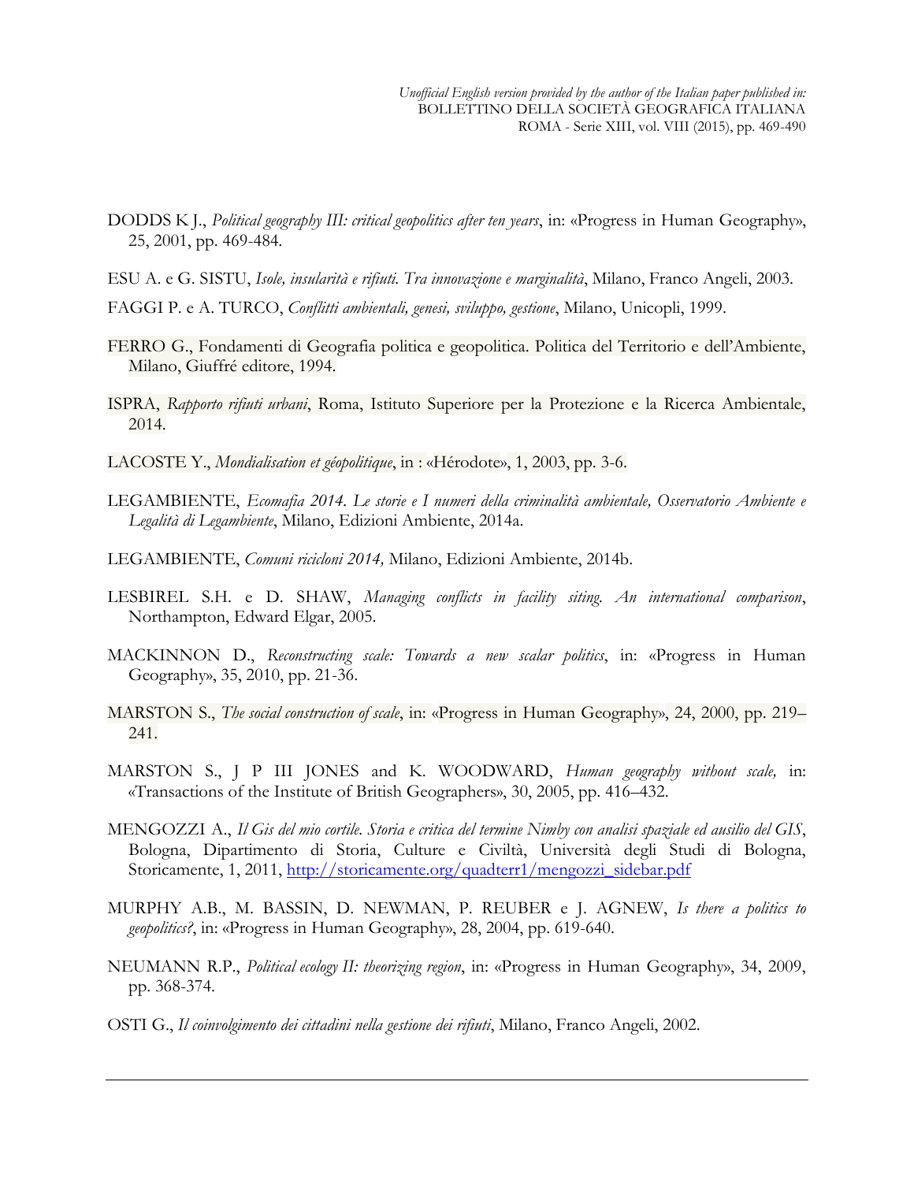DODDS K J., *Political geography III: critical geopolitics after ten years*, in: «Progress in Human Geography», 25, 2001, pp. 469-484.

ESU A. e G. SISTU, *Isole, insularità e rifiuti. Tra innovazione e marginalità*, Milano, Franco Angeli, 2003.

FAGGI P. e A. TURCO, *Conflitti ambientali, genesi, sviluppo, gestione*, Milano, Unicopli, 1999.

FERRO G., Fondamenti di Geografia politica e geopolitica. Politica del Territorio e dell'Ambiente, Milano, Giuffré editore, 1994.

ISPRA, *Rapporto rifiuti urbani*, Roma, Istituto Superiore per la Protezione e la Ricerca Ambientale, 2014.

LACOSTE Y., *Mondialisation et géopolitique*, in : «Hérodote», 1, 2003, pp. 3-6.

LEGAMBIENTE, *Ecomafia 2014. Le storie e I numeri della criminalità ambientale, Osservatorio Ambiente e Legalità di Legambiente*, Milano, Edizioni Ambiente, 2014a.

LEGAMBIENTE, *Comuni ricicloni 2014,* Milano, Edizioni Ambiente, 2014b.

LESBIREL S.H. e D. SHAW, *Managing conflicts in facility siting. An international comparison*, Northampton, Edward Elgar, 2005.

MACKINNON D., *Reconstructing scale: Towards a new scalar politics*, in: «Progress in Human Geography», 35, 2010, pp. 21-36.

MARSTON S., *The social construction of scale*, in: «Progress in Human Geography», 24, 2000, pp. 219–241.

MARSTON S., J P III JONES and K. WOODWARD, *Human geography without scale,* in: «Transactions of the Institute of British Geographers», 30, 2005, pp. 416–432.

MENGOZZI A., *Il Gis del mio cortile. Storia e critica del termine Nimby con analisi spaziale ed ausilio del GIS*, Bologna, Dipartimento di Storia, Culture e Civiltà, Università degli Studi di Bologna, Storicamente, 1, 2011, http://storicamente.org/quadterr1/mengozzi_sidebar.pdf

MURPHY A.B., M. BASSIN, D. NEWMAN, P. REUBER e J. AGNEW, *Is there a politics to geopolitics?*, in: «Progress in Human Geography», 28, 2004, pp. 619-640.

NEUMANN R.P., *Political ecology II: theorizing region*, in: «Progress in Human Geography», 34, 2009, pp. 368-374.

OSTI G., *Il coinvolgimento dei cittadini nella gestione dei rifiuti*, Milano, Franco Angeli, 2002.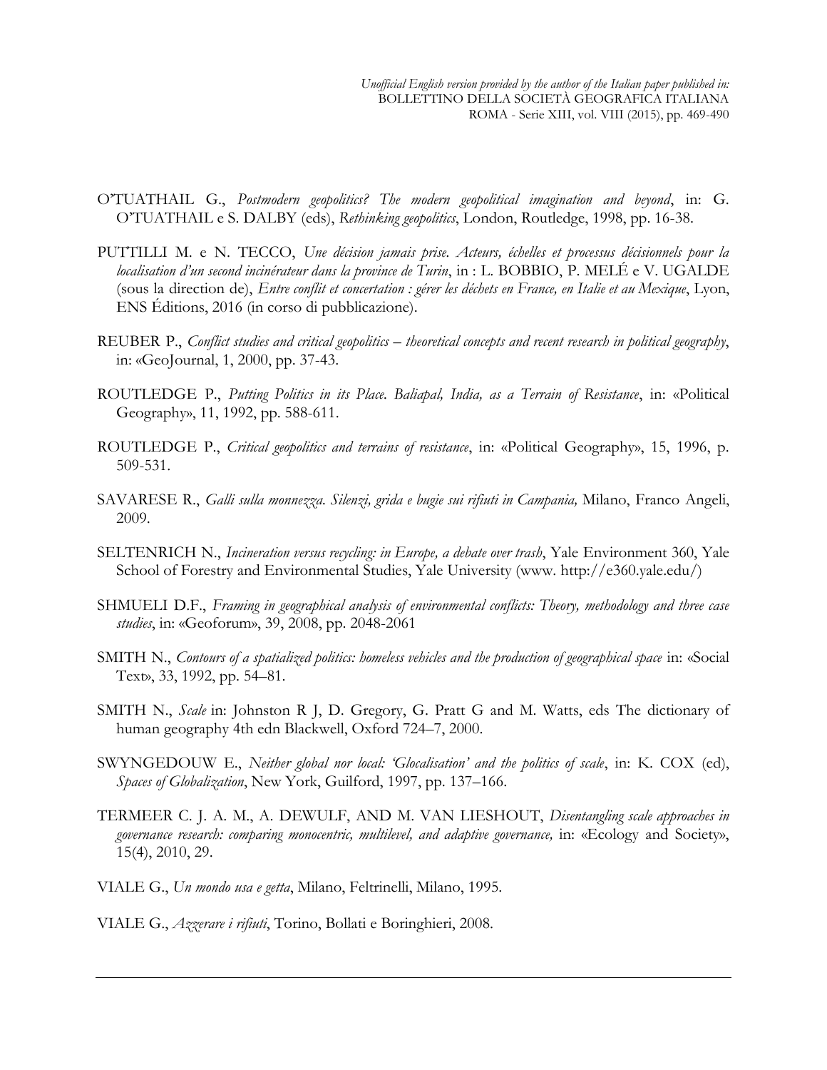O'TUATHAIL G., *Postmodern geopolitics? The modern geopolitical imagination and beyond*, in: G. O'TUATHAIL e S. DALBY (eds), *Rethinking geopolitics*, London, Routledge, 1998, pp. 16-38.

PUTTILLI M. e N. TECCO, *Une décision jamais prise. Acteurs, échelles et processus décisionnels pour la localisation d'un second incinérateur dans la province de Turin*, in : L. BOBBIO, P. MELÉ e V. UGALDE (sous la direction de), *Entre conflit et concertation : gérer les déchets en France, en Italie et au Mexique*, Lyon, ENS Éditions, 2016 (in corso di pubblicazione).

REUBER P., *Conflict studies and critical geopolitics – theoretical concepts and recent research in political geography*, in: «GeoJournal, 1, 2000, pp. 37-43.

ROUTLEDGE P., *Putting Politics in its Place. Baliapal, India, as a Terrain of Resistance*, in: «Political Geography», 11, 1992, pp. 588-611.

ROUTLEDGE P., *Critical geopolitics and terrains of resistance*, in: «Political Geography», 15, 1996, p. 509-531.

SAVARESE R., *Galli sulla monnezza. Silenzi, grida e bugie sui rifiuti in Campania,* Milano, Franco Angeli, 2009.

SELTENRICH N., *Incineration versus recycling: in Europe, a debate over trash*, Yale Environment 360, Yale School of Forestry and Environmental Studies, Yale University (www. http://e360.yale.edu/)

SHMUELI D.F., *Framing in geographical analysis of environmental conflicts: Theory, methodology and three case studies*, in: «Geoforum», 39, 2008, pp. 2048-2061

SMITH N., *Contours of a spatialized politics: homeless vehicles and the production of geographical space* in: «Social Text», 33, 1992, pp. 54–81.

SMITH N., *Scale* in: Johnston R J, D. Gregory, G. Pratt G and M. Watts, eds The dictionary of human geography 4th edn Blackwell, Oxford 724–7, 2000.

SWYNGEDOUW E., *Neither global nor local: 'Glocalisation' and the politics of scale*, in: K. COX (ed), *Spaces of Globalization*, New York, Guilford, 1997, pp. 137–166.

TERMEER C. J. A. M., A. DEWULF, AND M. VAN LIESHOUT, *Disentangling scale approaches in governance research: comparing monocentric, multilevel, and adaptive governance,* in: «Ecology and Society», 15(4), 2010, 29.

VIALE G., *Un mondo usa e getta*, Milano, Feltrinelli, Milano, 1995.

VIALE G., *Azzerare i rifiuti*, Torino, Bollati e Boringhieri, 2008.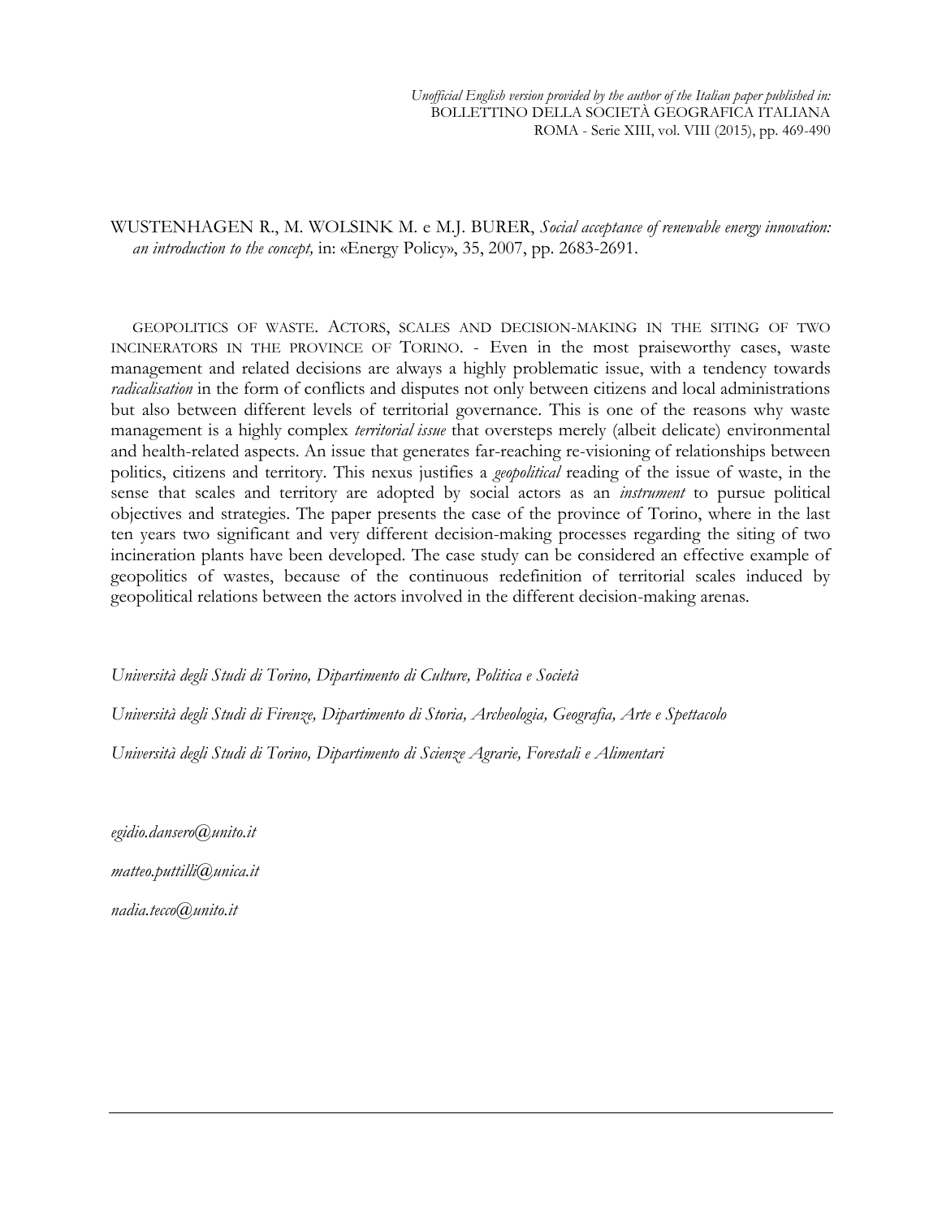*Unofficial English version provided by the author of the Italian paper published in:*
BOLLETTINO DELLA SOCIETÀ GEOGRAFICA ITALIANA
ROMA - Serie XIII, vol. VIII (2015), pp. 469-490

WUSTENHAGEN R., M. WOLSINK M. e M.J. BURER, *Social acceptance of renewable energy innovation: an introduction to the concept,* in: «Energy Policy», 35, 2007, pp. 2683-2691.

GEOPOLITICS OF WASTE. ACTORS, SCALES AND DECISION-MAKING IN THE SITING OF TWO INCINERATORS IN THE PROVINCE OF TORINO. - Even in the most praiseworthy cases, waste management and related decisions are always a highly problematic issue, with a tendency towards *radicalisation* in the form of conflicts and disputes not only between citizens and local administrations but also between different levels of territorial governance. This is one of the reasons why waste management is a highly complex *territorial issue* that oversteps merely (albeit delicate) environmental and health-related aspects. An issue that generates far-reaching re-visioning of relationships between politics, citizens and territory. This nexus justifies a *geopolitical* reading of the issue of waste, in the sense that scales and territory are adopted by social actors as an *instrument* to pursue political objectives and strategies. The paper presents the case of the province of Torino, where in the last ten years two significant and very different decision-making processes regarding the siting of two incineration plants have been developed. The case study can be considered an effective example of geopolitics of wastes, because of the continuous redefinition of territorial scales induced by geopolitical relations between the actors involved in the different decision-making arenas.

*Università degli Studi di Torino, Dipartimento di Culture, Politica e Società*

*Università degli Studi di Firenze, Dipartimento di Storia, Archeologia, Geografia, Arte e Spettacolo*

*Università degli Studi di Torino, Dipartimento di Scienze Agrarie, Forestali e Alimentari*

*egidio.dansero@unito.it*

*matteo.puttilli@unica.it*

*nadia.tecco@unito.it*